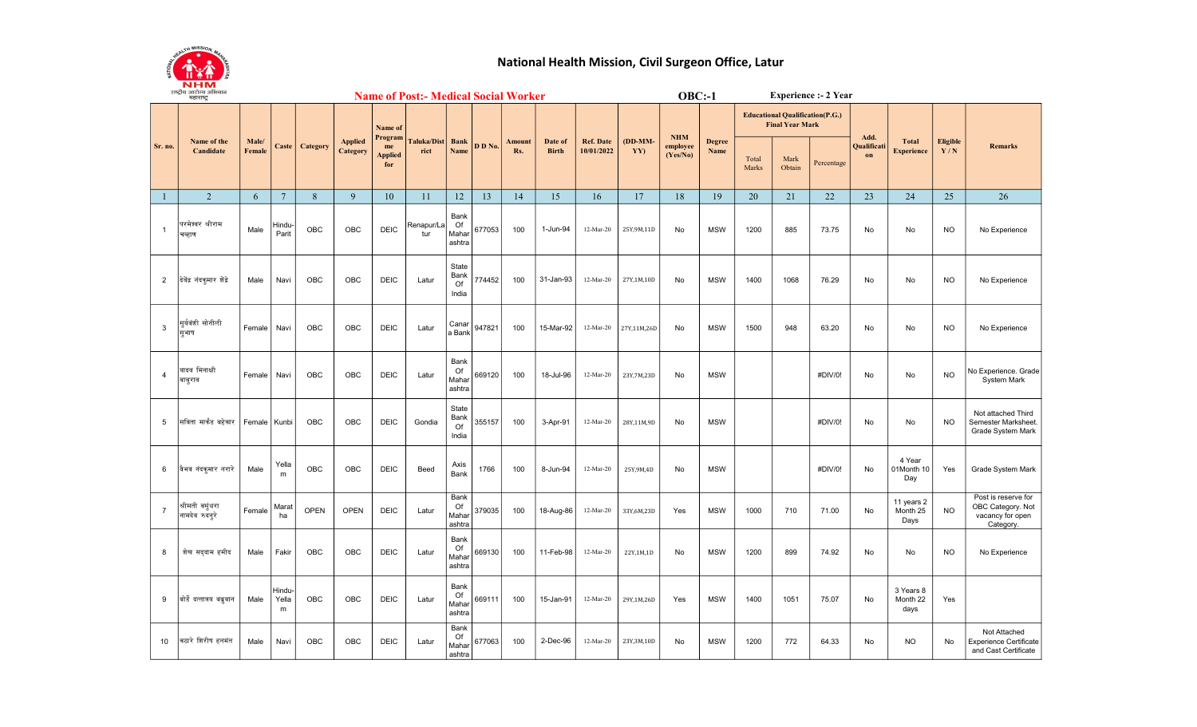# National Health Mission, Civil Surgeon Office, Latur

**Name of Post:- Medical Social Worker** **OBC:-1** **Experience :- 2 Year**

| Sr. no. | Name of the Candidate | Male/ Female | Caste | Category | Applied Category | Name of Programme Applied for | Taluka/District | Bank Name | D D No. | Amount Rs. | Date of Birth | Ref. Date 10/01/2022 | (DD-MM-YY) | NHM employee (Yes/No) | Degree Name | Educational Qualification(P.G.) Final Year Mark | | | Add. Qualification | Total Experience | Eligible Y / N | Remarks |
|---|---|---|---|---|---|---|---|---|---|---|---|---|---|---|---|---|---|---|---|---|---|---|
| | | | | | | | | | | | | | | | | Total Marks | Mark Obtain | Percentage | | | | |
| 1 | 2 | 6 | 7 | 8 | 9 | 10 | 11 | 12 | 13 | 14 | 15 | 16 | 17 | 18 | 19 | 20 | 21 | 22 | 23 | 24 | 25 | 26 |
| 1 | परमेश्वर श्रीराम चव्हाण | Male | Hindu-Parit | OBC | OBC | DEIC | Renapur/Latur | Bank Of Maharashtra | 677053 | 100 | 1-Jun-94 | 12-Mar-20 | 25Y,9M,11D | No | MSW | 1200 | 885 | 73.75 | No | No | NO | No Experience |
| 2 | देवेंद्र नंदकुमार शेंद्रे | Male | Navi | OBC | OBC | DEIC | Latur | State Bank Of India | 774452 | 100 | 31-Jan-93 | 12-Mar-20 | 27Y,1M,10D | No | MSW | 1400 | 1068 | 76.29 | No | No | NO | No Experience |
| 3 | सुर्यवंशी सोनोली सुभाष | Female | Navi | OBC | OBC | DEIC | Latur | Canara Bank | 947821 | 100 | 15-Mar-92 | 12-Mar-20 | 27Y,11M,26D | No | MSW | 1500 | 948 | 63.20 | No | No | NO | No Experience |
| 4 | यादव मिनाक्षी बाबुराव | Female | Navi | OBC | OBC | DEIC | Latur | Bank Of Maharashtra | 669120 | 100 | 18-Jul-96 | 12-Mar-20 | 23Y,7M,23D | No | MSW | | | #DIV/0! | No | No | NO | No Experience. Grade System Mark |
| 5 | सविता मार्कंड बहेकार | Female | Kunbi | OBC | OBC | DEIC | Gondia | State Bank Of India | 355157 | 100 | 3-Apr-91 | 12-Mar-20 | 28Y,11M,9D | No | MSW | | | #DIV/0! | No | No | NO | Not attached Third Semester Marksheet. Grade System Mark |
| 6 | वैभव नंदकुमार नगारे | Male | Yellam | OBC | OBC | DEIC | Beed | Axis Bank | 1766 | 100 | 8-Jun-94 | 12-Mar-20 | 25Y,9M,4D | No | MSW | | | #DIV/0! | No | 4 Year 01Month 10 Day | Yes | Grade System Mark |
| 7 | श्रीमती वसुंधरा नामदेव रुद्रुरे | Female | Maratha | OPEN | OPEN | DEIC | Latur | Bank Of Maharashtra | 379035 | 100 | 18-Aug-86 | 12-Mar-20 | 33Y,6M,23D | Yes | MSW | 1000 | 710 | 71.00 | No | 11 years 2 Month 25 Days | NO | Post is reserve for OBC Category. Not vacancy for open Category. |
| 8 | शेख सद्दाम हमीद | Male | Fakir | OBC | OBC | DEIC | Latur | Bank Of Maharashtra | 669130 | 100 | 11-Feb-98 | 12-Mar-20 | 22Y,1M,1D | No | MSW | 1200 | 899 | 74.92 | No | No | NO | No Experience |
| 9 | बोर्डे दत्तात्रय बबुवान | Male | Hindu-Yellam | OBC | OBC | DEIC | Latur | Bank Of Maharashtra | 669111 | 100 | 15-Jan-91 | 12-Mar-20 | 29Y,1M,26D | Yes | MSW | 1400 | 1051 | 75.07 | No | 3 Years 8 Month 22 days | Yes | |
| 10 | कठारे शिरीष हनमंत | Male | Navi | OBC | OBC | DEIC | Latur | Bank Of Maharashtra | 677063 | 100 | 2-Dec-96 | 12-Mar-20 | 23Y,3M,10D | No | MSW | 1200 | 772 | 64.33 | No | NO | No | Not Attached Experience Certificate and Cast Certificate |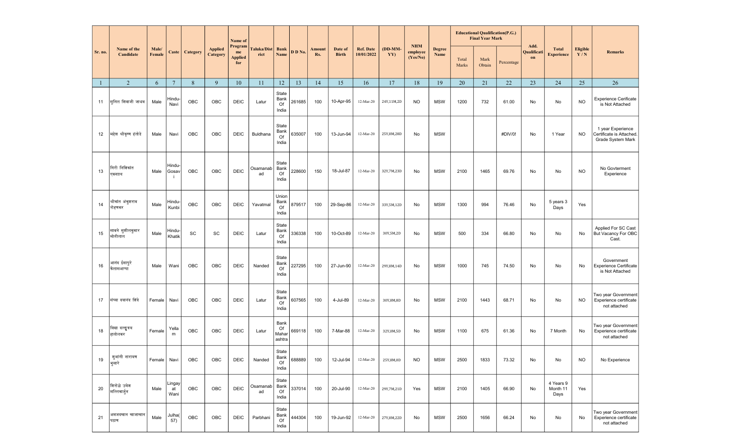| Sr. no. | Name of the Candidate | Male/ Female | Caste | Category | Applied Category | Name of Programme Applied for | Taluka/District | Bank Name | D D No. | Amount Rs. | Date of Birth | Ref. Date 10/01/2022 | (DD-MM-YY) | NHM employee (Yes/No) | Degree Name | Educational Qualification(P.G.) Final Year Mark | | | Add. Qualification | Total Experience | Eligible Y / N | Remarks |
|---|---|---|---|---|---|---|---|---|---|---|---|---|---|---|---|---|---|---|---|---|---|---|
| | | | | | | | | | | | | | | | | Total Marks | Mark Obtain | Percentage | | | | |
| 1 | 2 | 6 | 7 | 8 | 9 | 10 | 11 | 12 | 13 | 14 | 15 | 16 | 17 | 18 | 19 | 20 | 21 | 22 | 23 | 24 | 25 | 26 |
| 11 | सुनिल शिवाजी जाधव | Male | Hindu-Navi | OBC | OBC | DEIC | Latur | State Bank Of India | 261685 | 100 | 10-Apr-95 | 12-Mar-20 | 24Y,11M,2D | NO | MSW | 1200 | 732 | 61.00 | No | No | NO | Experience Cerificate is Not Attached |
| 12 | महेश श्रीकृष्ण हंतोडे | Male | Navi | OBC | OBC | DEIC | Buldhana | State Bank Of India | 635007 | 100 | 13-Jun-94 | 12-Mar-20 | 25Y,8M,28D | No | MSW | | | #DIV/0! | No | 1 Year | NO | 1 year Experience Certificate is Attached. Grade System Mark |
| 13 | गिरी निशिकांत एकनाथ | Male | Hindu-Gosavi | OBC | OBC | DEIC | Osamanabad | State Bank Of India | 228600 | 150 | 18-Jul-87 | 12-Mar-20 | 32Y,7M,23D | No | MSW | 2100 | 1465 | 69.76 | No | No | NO | No Govterment Experience |
| 14 | श्रीकांत अंकुशराव रोहणकर | Male | Hindu-Kunbi | OBC | OBC | DEIC | Yavatmal | Union Bank Of India | 879517 | 100 | 29-Sep-86 | 12-Mar-20 | 33Y,5M,12D | No | MSW | 1300 | 994 | 76.46 | No | 5 years 3 Days | Yes | |
| 15 | सावले सुशीलकुमार मोतीलाल | Male | Hindu-Khatik | SC | SC | DEIC | Latur | State Bank Of India | 336338 | 100 | 10-Oct-89 | 12-Mar-20 | 30Y,5M,2D | No | MSW | 500 | 334 | 66.80 | No | No | No | Applied For SC Cast But Vacancy For OBC Cast. |
| 16 | आनंद ईसापुरे कैलासआप्पा | Male | Wani | OBC | OBC | DEIC | Nanded | State Bank Of India | 227295 | 100 | 27-Jun-90 | 12-Mar-20 | 29Y,8M,14D | No | MSW | 1000 | 745 | 74.50 | No | No | No | Government Experience Certificate is Not Attached |
| 17 | संध्या दयानंद शिंदे | Female | Navi | OBC | OBC | DEIC | Latur | State Bank Of India | 607565 | 100 | 4-Jul-89 | 12-Mar-20 | 30Y,8M,8D | No | MSW | 2100 | 1443 | 68.71 | No | No | NO | Two year Government Experience certificate not attached |
| 18 | विद्या दत्तूजव हातोलकर | Female | Yellam | OBC | OBC | DEIC | Latur | Bank Of Maharashtra | 669118 | 100 | 7-Mar-88 | 12-Mar-20 | 32Y,0M,5D | No | MSW | 1100 | 675 | 61.36 | No | 7 Month | No | Two year Government Experience certificate not attached |
| 19 | शुभांगी नारायण भुसारे | Female | Navi | OBC | OBC | DEIC | Nanded | State Bank Of India | 688889 | 100 | 12-Jul-94 | 12-Mar-20 | 25Y,8M,0D | NO | MSW | 2500 | 1833 | 73.32 | No | No | NO | No Experience |
| 20 | शिरोळे उमेश मल्लिकार्जुन | Male | Lingayat Wani | OBC | OBC | DEIC | Osamanabad | State Bank Of India | 337014 | 100 | 20-Jul-90 | 12-Mar-20 | 29Y,7M,21D | Yes | MSW | 2100 | 1405 | 66.90 | No | 4 Years 9 Month 11 Days | Yes | |
| 21 | अमजदखान खाजाखान पठाण | Male | Julha(57) | OBC | OBC | DEIC | Parbhani | State Bank Of India | 444304 | 100 | 19-Jun-92 | 12-Mar-20 | 27Y,8M,22D | No | MSW | 2500 | 1656 | 66.24 | No | No | No | Two year Government Experience certificate not attached |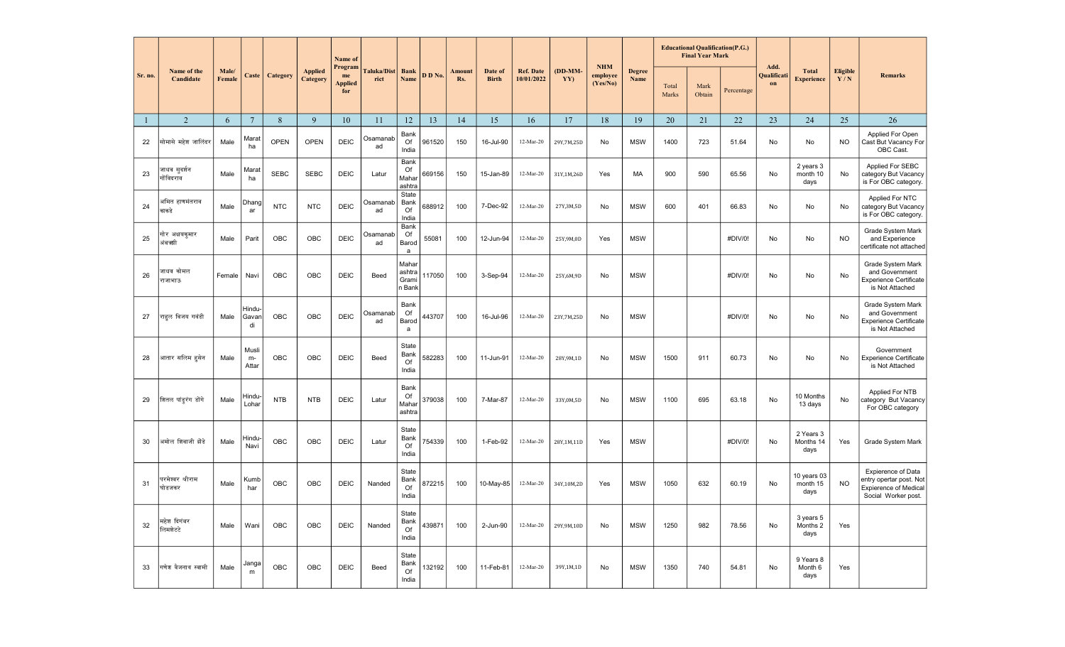| Sr. no. | Name of the Candidate | Male/ Female | Caste | Category | Applied Category | Name of Programme Applied for | Taluka/District | Bank Name | D D No. | Amount Rs. | Date of Birth | Ref. Date 10/01/2022 | (DD-MM-YY) | NHM employee (Yes/No) | Degree Name | Educational Qualification(P.G.) Final Year Mark | | | Add. Qualification | Total Experience | Eligible Y / N | Remarks |
|---|---|---|---|---|---|---|---|---|---|---|---|---|---|---|---|---|---|---|---|---|---|---|
| | | | | | | | | | | | | | | | | Total Marks | Mark Obtain | Percentage | | | | |
| 1 | 2 | 6 | 7 | 8 | 9 | 10 | 11 | 12 | 13 | 14 | 15 | 16 | 17 | 18 | 19 | 20 | 21 | 22 | 23 | 24 | 25 | 26 |
| 22 | सोमासे महेश जालिंदर | Male | Maratha | OPEN | OPEN | DEIC | Osamanabad | Bank Of India | 961520 | 150 | 16-Jul-90 | 12-Mar-20 | 29Y,7M,25D | No | MSW | 1400 | 723 | 51.64 | No | No | NO | Applied For Open Cast But Vacancy For OBC Cast. |
| 23 | जाधव सुदर्शन गोविंदराव | Male | Maratha | SEBC | SEBC | DEIC | Latur | Bank Of Maharashtra | 669156 | 150 | 15-Jan-89 | 12-Mar-20 | 31Y,1M,26D | Yes | MA | 900 | 590 | 65.56 | No | 2 years 3 month 10 days | No | Applied For SEBC category But Vacancy is For OBC category. |
| 24 | अमित हणमंतराव काकडे | Male | Dhangar | NTC | NTC | DEIC | Osamanabad | State Bank Of India | 688912 | 100 | 7-Dec-92 | 12-Mar-20 | 27Y,3M,5D | No | MSW | 600 | 401 | 66.83 | No | No | No | Applied For NTC category But Vacancy is For OBC category. |
| 25 | गोर अक्षयकुमार अंबाजी | Male | Parit | OBC | OBC | DEIC | Osamanabad | Bank Of Baroda | 55081 | 100 | 12-Jun-94 | 12-Mar-20 | 25Y,9M,0D | Yes | MSW | | | #DIV/0! | No | No | NO | Grade System Mark and Experience certificate not attached |
| 26 | जाधव कोमल राजाभाऊ | Female | Navi | OBC | OBC | DEIC | Beed | Maharashtra Gramin Bank | 117050 | 100 | 3-Sep-94 | 12-Mar-20 | 25Y,6M,9D | No | MSW | | | #DIV/0! | No | No | No | Grade System Mark and Government Experience Certificate is Not Attached |
| 27 | राहुल विजय गवंडी | Male | Hindu-Gavandi | OBC | OBC | DEIC | Osamanabad | Bank Of Baroda | 443707 | 100 | 16-Jul-96 | 12-Mar-20 | 23Y,7M,25D | No | MSW | | | #DIV/0! | No | No | No | Grade System Mark and Government Experience Certificate is Not Attached |
| 28 | आत्तार सलिम हुसेन | Male | Muslim-Attar | OBC | OBC | DEIC | Beed | State Bank Of India | 582283 | 100 | 11-Jun-91 | 12-Mar-20 | 28Y,9M,1D | No | MSW | 1500 | 911 | 60.73 | No | No | No | Government Experience Certificate is Not Attached |
| 29 | शितल पांडुरंग डोमे | Male | Hindu-Lohar | NTB | NTB | DEIC | Latur | Bank Of Maharashtra | 379038 | 100 | 7-Mar-87 | 12-Mar-20 | 33Y,0M,5D | No | MSW | 1100 | 695 | 63.18 | No | 10 Months 13 days | No | Applied For NTB category But Vacancy For OBC category |
| 30 | अमोल शिवाजी शेंडे | Male | Hindu-Navi | OBC | OBC | DEIC | Latur | State Bank Of India | 754339 | 100 | 1-Feb-92 | 12-Mar-20 | 28Y,1M,11D | Yes | MSW | | | #DIV/0! | No | 2 Years 3 Months 14 days | Yes | Grade System Mark |
| 31 | परमेश्वर श्रीराम घोडजकर | Male | Kumbhar | OBC | OBC | DEIC | Nanded | State Bank Of India | 872215 | 100 | 10-May-85 | 12-Mar-20 | 34Y,10M,2D | Yes | MSW | 1050 | 632 | 60.19 | No | 10 years 03 month 15 days | NO | Expierence of Data entry opertar post. Not Expierence of Medical Social Worker post. |
| 32 | महेश दिगंबर लिमशेटटे | Male | Wani | OBC | OBC | DEIC | Nanded | State Bank Of India | 439871 | 100 | 2-Jun-90 | 12-Mar-20 | 29Y,9M,10D | No | MSW | 1250 | 982 | 78.56 | No | 3 years 5 Months 2 days | Yes | |
| 33 | गणेश वैजनाथ स्वामी | Male | Jangam | OBC | OBC | DEIC | Beed | State Bank Of India | 132192 | 100 | 11-Feb-81 | 12-Mar-20 | 39Y,1M,1D | No | MSW | 1350 | 740 | 54.81 | No | 9 Years 8 Month 6 days | Yes | |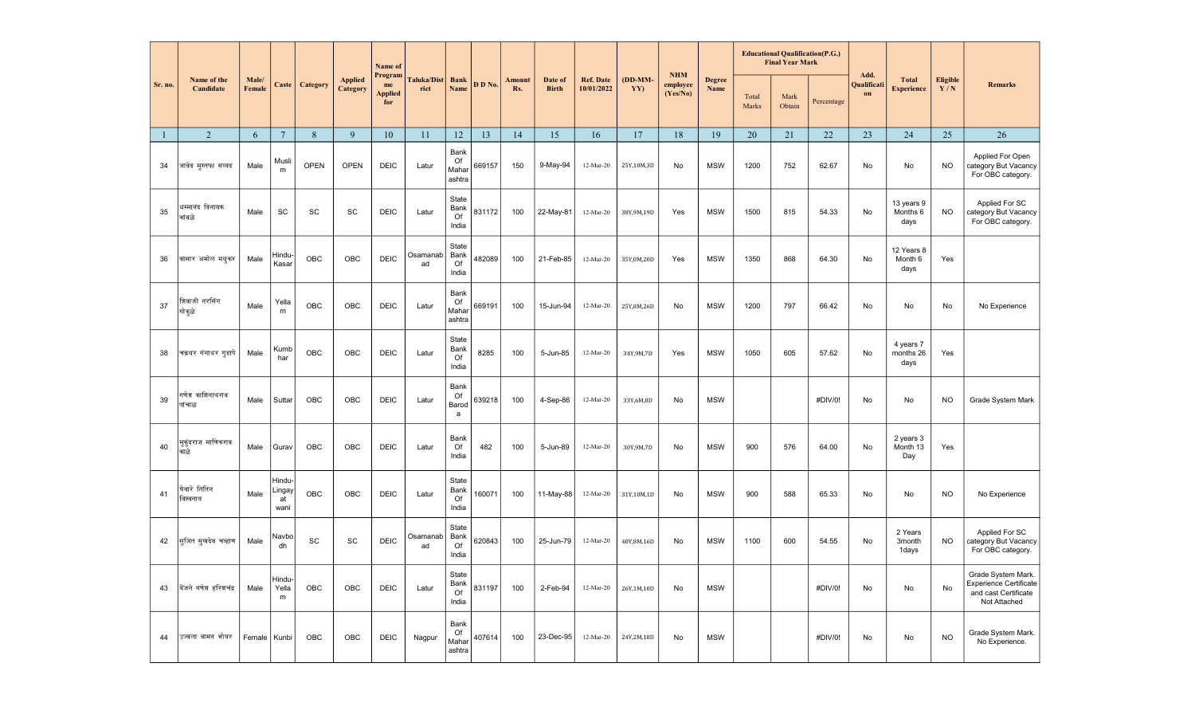| Sr. no. | Name of the Candidate | Male/ Female | Caste | Category | Applied Category | Name of Programme Applied for | Taluka/District | Bank Name | D D No. | Amount Rs. | Date of Birth | Ref. Date 10/01/2022 | (DD-MM-YY) | NHM employee (Yes/No) | Degree Name | Educational Qualification(P.G.) Final Year Mark | | | Add. Qualification | Total Experience | Eligible Y / N | Remarks |
|---|---|---|---|---|---|---|---|---|---|---|---|---|---|---|---|---|---|---|---|---|---|---|
| | | | | | | | | | | | | | | | | Total Marks | Mark Obtain | Percentage | | | | |
| 1 | 2 | 6 | 7 | 8 | 9 | 10 | 11 | 12 | 13 | 14 | 15 | 16 | 17 | 18 | 19 | 20 | 21 | 22 | 23 | 24 | 25 | 26 |
| 34 | जावेद मुस्तफा सय्यद | Male | Muslim | OPEN | OPEN | DEIC | Latur | Bank Of Maharashtra | 669157 | 150 | 9-May-94 | 12-Mar-20 | 25Y,10M,3D | No | MSW | 1200 | 752 | 62.67 | No | No | NO | Applied For Open category But Vacancy For OBC category. |
| 35 | धम्मानंद विनायक कांबळे | Male | SC | SC | SC | DEIC | Latur | State Bank Of India | 831172 | 100 | 22-May-81 | 12-Mar-20 | 38Y,9M,19D | Yes | MSW | 1500 | 815 | 54.33 | No | 13 years 9 Months 6 days | NO | Applied For SC category But Vacancy For OBC category. |
| 36 | कासार अमोल मधुकर | Male | Hindu-Kasar | OBC | OBC | DEIC | Osamanabad | State Bank Of India | 482089 | 100 | 21-Feb-85 | 12-Mar-20 | 35Y,0M,20D | Yes | MSW | 1350 | 868 | 64.30 | No | 12 Years 8 Month 6 days | Yes | |
| 37 | शिवाजी नरसिंग गोकुळे | Male | Yellam | OBC | OBC | DEIC | Latur | Bank Of Maharashtra | 669191 | 100 | 15-Jun-94 | 12-Mar-20 | 25Y,8M,26D | No | MSW | 1200 | 797 | 66.42 | No | No | No | No Experience |
| 38 | चक्रधर गंगाधर गुडापे | Male | Kumbhar | OBC | OBC | DEIC | Latur | State Bank Of India | 8285 | 100 | 5-Jun-85 | 12-Mar-20 | 34Y,9M,7D | Yes | MSW | 1050 | 605 | 57.62 | No | 4 years 7 months 26 days | Yes | |
| 39 | गणेश काशिनाथराव पांचाळ | Male | Suttar | OBC | OBC | DEIC | Latur | Bank Of Baroda | 639218 | 100 | 4-Sep-86 | 12-Mar-20 | 33Y,6M,8D | No | MSW | | | #DIV/0! | No | No | NO | Grade System Mark |
| 40 | मुकुंदराज माणिकराव काळे | Male | Gurav | OBC | OBC | DEIC | Latur | Bank Of India | 482 | 100 | 5-Jun-89 | 12-Mar-20 | 30Y,9M,7D | No | MSW | 900 | 576 | 64.00 | No | 2 years 3 Month 13 Day | Yes | |
| 41 | घेवारे नितिन विश्वनाथ | Male | Hindu-Lingayat wani | OBC | OBC | DEIC | Latur | State Bank Of India | 160071 | 100 | 11-May-88 | 12-Mar-20 | 31Y,10M,1D | No | MSW | 900 | 588 | 65.33 | No | No | NO | No Experience |
| 42 | सुजित सुखदेव चव्हाण | Male | Navbodh | SC | SC | DEIC | Osamanabad | State Bank Of India | 620843 | 100 | 25-Jun-79 | 12-Mar-20 | 40Y,8M,16D | No | MSW | 1100 | 600 | 54.55 | No | 2 Years 3month 1days | NO | Applied For SC category But Vacancy For OBC category. |
| 43 | बेंजले गणेश हरिश्चंद्र | Male | Hindu-Yellam | OBC | OBC | DEIC | Latur | State Bank Of India | 831197 | 100 | 2-Feb-94 | 12-Mar-20 | 26Y,1M,10D | No | MSW | | | #DIV/0! | No | No | No | Grade System Mark. Experience Certificate and cast Certificate Not Attached |
| 44 | उज्वला वामन भोयर | Female | Kunbi | OBC | OBC | DEIC | Nagpur | Bank Of Maharashtra | 407614 | 100 | 23-Dec-95 | 12-Mar-20 | 24Y,2M,18D | No | MSW | | | #DIV/0! | No | No | NO | Grade System Mark. No Experience. |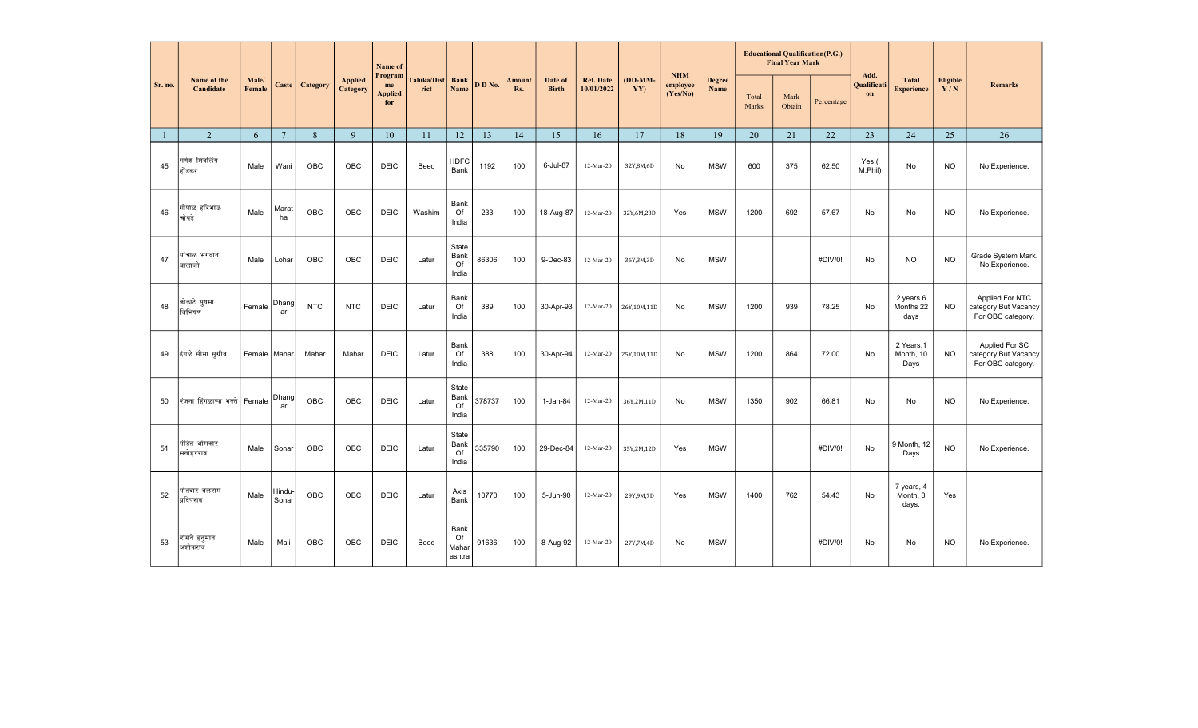| Sr. no. | Name of the Candidate | Male/ Female | Caste | Category | Applied Category | Name of Programme Applied for | Taluka/District | Bank Name | D D No. | Amount Rs. | Date of Birth | Ref. Date 10/01/2022 | (DD-MM-YY) | NHM employee (Yes/No) | Degree Name | Educational Qualification(P.G.) Final Year Mark | | | Add. Qualification | Total Experience | Eligible Y / N | Remarks |
|---|---|---|---|---|---|---|---|---|---|---|---|---|---|---|---|---|---|---|---|---|---|---|
| | | | | | | | | | | | | | | | | Total Marks | Mark Obtain | Percentage | | | | |
| 1 | 2 | 6 | 7 | 8 | 9 | 10 | 11 | 12 | 13 | 14 | 15 | 16 | 17 | 18 | 19 | 20 | 21 | 22 | 23 | 24 | 25 | 26 |
| 45 | गणेश शिवलिंग होंडकर | Male | Wani | OBC | OBC | DEIC | Beed | HDFC Bank | 1192 | 100 | 6-Jul-87 | 12-Mar-20 | 32Y,8M,6D | No | MSW | 600 | 375 | 62.50 | Yes ( M.Phil) | No | NO | No Experience. |
| 46 | गोपाळ हरिभाऊ चोपडे | Male | Maratha | OBC | OBC | DEIC | Washim | Bank Of India | 233 | 100 | 18-Aug-87 | 12-Mar-20 | 32Y,6M,23D | Yes | MSW | 1200 | 692 | 57.67 | No | No | NO | No Experience. |
| 47 | पांचाळ भगवान बालाजी | Male | Lohar | OBC | OBC | DEIC | Latur | State Bank Of India | 86306 | 100 | 9-Dec-83 | 12-Mar-20 | 36Y,3M,3D | No | MSW | | | #DIV/0! | No | NO | NO | Grade System Mark. No Experience. |
| 48 | कोकाटे सुषमा बिभिषण | Female | Dhangar | NTC | NTC | DEIC | Latur | Bank Of India | 389 | 100 | 30-Apr-93 | 12-Mar-20 | 26Y,10M,11D | No | MSW | 1200 | 939 | 78.25 | No | 2 years 6 Months 22 days | NO | Applied For NTC category But Vacancy For OBC category. |
| 49 | इंगळे सीमा सुग्रीव | Female | Mahar | Mahar | Mahar | DEIC | Latur | Bank Of India | 388 | 100 | 30-Apr-94 | 12-Mar-20 | 25Y,10M,11D | No | MSW | 1200 | 864 | 72.00 | No | 2 Years,1 Month, 10 Days | NO | Applied For SC category But Vacancy For OBC category. |
| 50 | रंजना हिंगळाण्पा भक्ते | Female | Dhangar | OBC | OBC | DEIC | Latur | State Bank Of India | 378737 | 100 | 1-Jan-84 | 12-Mar-20 | 36Y,2M,11D | No | MSW | 1350 | 902 | 66.81 | No | No | NO | No Experience. |
| 51 | पंडित ओमकार मनोहरराव | Male | Sonar | OBC | OBC | DEIC | Latur | State Bank Of India | 335790 | 100 | 29-Dec-84 | 12-Mar-20 | 35Y,2M,12D | Yes | MSW | | | #DIV/0! | No | 9 Month, 12 Days | NO | No Experience. |
| 52 | पोतदार बलराम प्रदिपराव | Male | Hindu-Sonar | OBC | OBC | DEIC | Latur | Axis Bank | 10770 | 100 | 5-Jun-90 | 12-Mar-20 | 29Y,9M,7D | Yes | MSW | 1400 | 762 | 54.43 | No | 7 years, 4 Month, 8 days. | Yes | |
| 53 | रासवे हनुमान अशोकराव | Male | Mali | OBC | OBC | DEIC | Beed | Bank Of Maharashtra | 91636 | 100 | 8-Aug-92 | 12-Mar-20 | 27Y,7M,4D | No | MSW | | | #DIV/0! | No | No | NO | No Experience. |